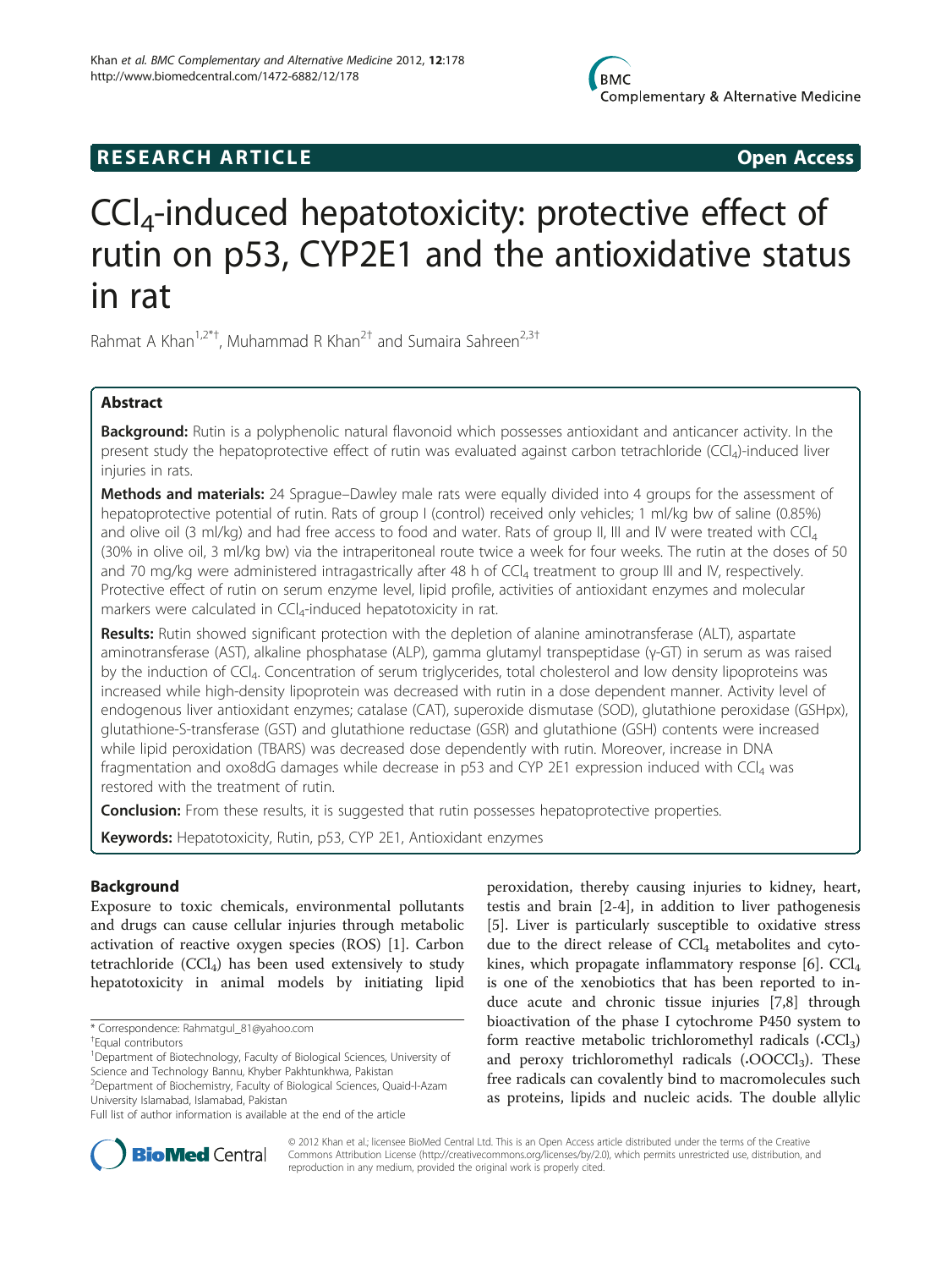**RESEARCH ARTICLE** **Open Access**

# $CCl_4$-induced hepatotoxicity: protective effect of rutin on p53, CYP2E1 and the antioxidative status in rat

Rahmat A Khan[1,2*†], Muhammad R Khan[2†] and Sumaira Sahreen[2,3†]

## Abstract

**Background:** Rutin is a polyphenolic natural flavonoid which possesses antioxidant and anticancer activity. In the present study the hepatoprotective effect of rutin was evaluated against carbon tetrachloride ($CCl_4$)-induced liver injuries in rats.

**Methods and materials:** 24 Sprague–Dawley male rats were equally divided into 4 groups for the assessment of hepatoprotective potential of rutin. Rats of group I (control) received only vehicles; 1 ml/kg bw of saline (0.85%) and olive oil (3 ml/kg) and had free access to food and water. Rats of group II, III and IV were treated with $CCl_4$ (30% in olive oil, 3 ml/kg bw) via the intraperitoneal route twice a week for four weeks. The rutin at the doses of 50 and 70 mg/kg were administered intragastrically after 48 h of $CCl_4$ treatment to group III and IV, respectively. Protective effect of rutin on serum enzyme level, lipid profile, activities of antioxidant enzymes and molecular markers were calculated in $CCl_4$-induced hepatotoxicity in rat.

**Results:** Rutin showed significant protection with the depletion of alanine aminotransferase (ALT), aspartate aminotransferase (AST), alkaline phosphatase (ALP), gamma glutamyl transpeptidase (γ-GT) in serum as was raised by the induction of $CCl_4$. Concentration of serum triglycerides, total cholesterol and low density lipoproteins was increased while high-density lipoprotein was decreased with rutin in a dose dependent manner. Activity level of endogenous liver antioxidant enzymes; catalase (CAT), superoxide dismutase (SOD), glutathione peroxidase (GSHpx), glutathione-S-transferase (GST) and glutathione reductase (GSR) and glutathione (GSH) contents were increased while lipid peroxidation (TBARS) was decreased dose dependently with rutin. Moreover, increase in DNA fragmentation and oxo8dG damages while decrease in p53 and CYP 2E1 expression induced with $CCl_4$ was restored with the treatment of rutin.

**Conclusion:** From these results, it is suggested that rutin possesses hepatoprotective properties.

**Keywords:** Hepatotoxicity, Rutin, p53, CYP 2E1, Antioxidant enzymes

## Background

Exposure to toxic chemicals, environmental pollutants and drugs can cause cellular injuries through metabolic activation of reactive oxygen species (ROS) [1]. Carbon tetrachloride ($CCl_4$) has been used extensively to study hepatotoxicity in animal models by initiating lipid peroxidation, thereby causing injuries to kidney, heart, testis and brain [2-4], in addition to liver pathogenesis [5]. Liver is particularly susceptible to oxidative stress due to the direct release of $CCl_4$ metabolites and cytokines, which propagate inflammatory response [6]. $CCl_4$ is one of the xenobiotics that has been reported to induce acute and chronic tissue injuries [7,8] through bioactivation of the phase I cytochrome P450 system to form reactive metabolic trichloromethyl radicals ($\cdot CCl_3$) and peroxy trichloromethyl radicals ($\cdot OOCCl_3$). These free radicals can covalently bind to macromolecules such as proteins, lipids and nucleic acids. The double allylic

\* Correspondence: Rahmatgul_81@yahoo.com

†Equal contributors

[1]Department of Biotechnology, Faculty of Biological Sciences, University of Science and Technology Bannu, Khyber Pakhtunkhwa, Pakistan

[2]Department of Biochemistry, Faculty of Biological Sciences, Quaid-I-Azam University Islamabad, Islamabad, Pakistan

Full list of author information is available at the end of the article

© 2012 Khan et al.; licensee BioMed Central Ltd. This is an Open Access article distributed under the terms of the Creative Commons Attribution License (http://creativecommons.org/licenses/by/2.0), which permits unrestricted use, distribution, and reproduction in any medium, provided the original work is properly cited.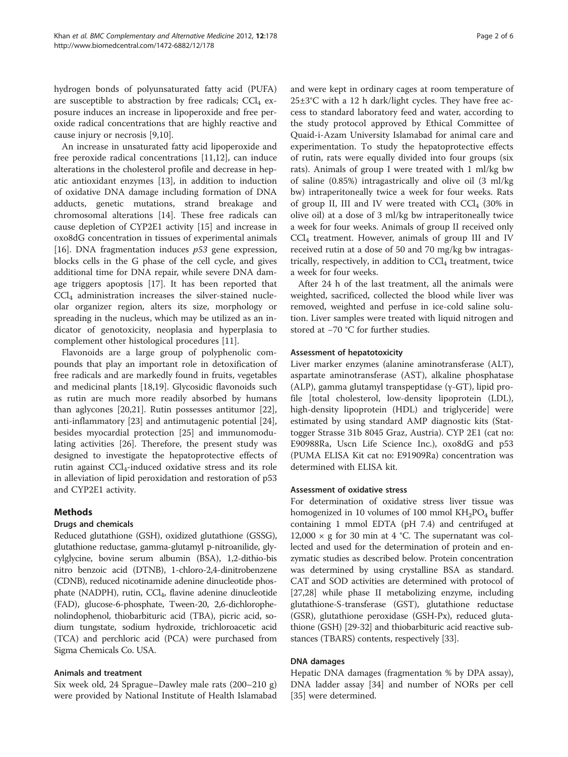hydrogen bonds of polyunsaturated fatty acid (PUFA) are susceptible to abstraction by free radicals; $CCl_4$ exposure induces an increase in lipoperoxide and free peroxide radical concentrations that are highly reactive and cause injury or necrosis [9,10].

An increase in unsaturated fatty acid lipoperoxide and free peroxide radical concentrations [11,12], can induce alterations in the cholesterol profile and decrease in hepatic antioxidant enzymes [13], in addition to induction of oxidative DNA damage including formation of DNA adducts, genetic mutations, strand breakage and chromosomal alterations [14]. These free radicals can cause depletion of CYP2E1 activity [15] and increase in oxo8dG concentration in tissues of experimental animals [16]. DNA fragmentation induces *p53* gene expression, blocks cells in the G phase of the cell cycle, and gives additional time for DNA repair, while severe DNA damage triggers apoptosis [17]. It has been reported that $CCl_4$ administration increases the silver-stained nucleolar organizer region, alters its size, morphology or spreading in the nucleus, which may be utilized as an indicator of genotoxicity, neoplasia and hyperplasia to complement other histological procedures [11].

Flavonoids are a large group of polyphenolic compounds that play an important role in detoxification of free radicals and are markedly found in fruits, vegetables and medicinal plants [18,19]. Glycosidic flavonoids such as rutin are much more readily absorbed by humans than aglycones [20,21]. Rutin possesses antitumor [22], anti-inflammatory [23] and antimutagenic potential [24], besides myocardial protection [25] and immunomodulating activities [26]. Therefore, the present study was designed to investigate the hepatoprotective effects of rutin against $CCl_4$-induced oxidative stress and its role in alleviation of lipid peroxidation and restoration of p53 and CYP2E1 activity.

## Methods

### Drugs and chemicals

Reduced glutathione (GSH), oxidized glutathione (GSSG), glutathione reductase, gamma-glutamyl p-nitroanilide, glycylglycine, bovine serum albumin (BSA), 1,2-dithio-bis nitro benzoic acid (DTNB), 1-chloro-2,4-dinitrobenzene (CDNB), reduced nicotinamide adenine dinucleotide phosphate (NADPH), rutin, $CCl_4$, flavine adenine dinucleotide (FAD), glucose-6-phosphate, Tween-20, 2,6-dichlorophenolindophenol, thiobarbituric acid (TBA), picric acid, sodium tungstate, sodium hydroxide, trichloroacetic acid (TCA) and perchloric acid (PCA) were purchased from Sigma Chemicals Co. USA.

### Animals and treatment

Six week old, 24 Sprague–Dawley male rats (200–210 g) were provided by National Institute of Health Islamabad and were kept in ordinary cages at room temperature of 25±3°C with a 12 h dark/light cycles. They have free access to standard laboratory feed and water, according to the study protocol approved by Ethical Committee of Quaid-i-Azam University Islamabad for animal care and experimentation. To study the hepatoprotective effects of rutin, rats were equally divided into four groups (six rats). Animals of group I were treated with 1 ml/kg bw of saline (0.85%) intragastrically and olive oil (3 ml/kg bw) intraperitoneally twice a week for four weeks. Rats of group II, III and IV were treated with $CCl_4$ (30% in olive oil) at a dose of 3 ml/kg bw intraperitoneally twice a week for four weeks. Animals of group II received only $CCl_4$ treatment. However, animals of group III and IV received rutin at a dose of 50 and 70 mg/kg bw intragastrically, respectively, in addition to $CCl_4$ treatment, twice a week for four weeks.

After 24 h of the last treatment, all the animals were weighted, sacrificed, collected the blood while liver was removed, weighted and perfuse in ice-cold saline solution. Liver samples were treated with liquid nitrogen and stored at −70 °C for further studies.

### Assessment of hepatotoxicity

Liver marker enzymes (alanine aminotransferase (ALT), aspartate aminotransferase (AST), alkaline phosphatase (ALP), gamma glutamyl transpeptidase (γ-GT), lipid profile [total cholesterol, low-density lipoprotein (LDL), high-density lipoprotein (HDL) and triglyceride] were estimated by using standard AMP diagnostic kits (Stattogger Strasse 31b 8045 Graz, Austria). CYP 2E1 (cat no: E90988Ra, Uscn Life Science Inc.), oxo8dG and p53 (PUMA ELISA Kit cat no: E91909Ra) concentration was determined with ELISA kit.

### Assessment of oxidative stress

For determination of oxidative stress liver tissue was homogenized in 10 volumes of 100 mmol $KH_2PO_4$ buffer containing 1 mmol EDTA (pH 7.4) and centrifuged at 12,000 × g for 30 min at 4 °C. The supernatant was collected and used for the determination of protein and enzymatic studies as described below. Protein concentration was determined by using crystalline BSA as standard. CAT and SOD activities are determined with protocol of [27,28] while phase II metabolizing enzyme, including glutathione-S-transferase (GST), glutathione reductase (GSR), glutathione peroxidase (GSH-Px), reduced glutathione (GSH) [29-32] and thiobarbituric acid reactive substances (TBARS) contents, respectively [33].

### DNA damages

Hepatic DNA damages (fragmentation % by DPA assay), DNA ladder assay [34] and number of NORs per cell [35] were determined.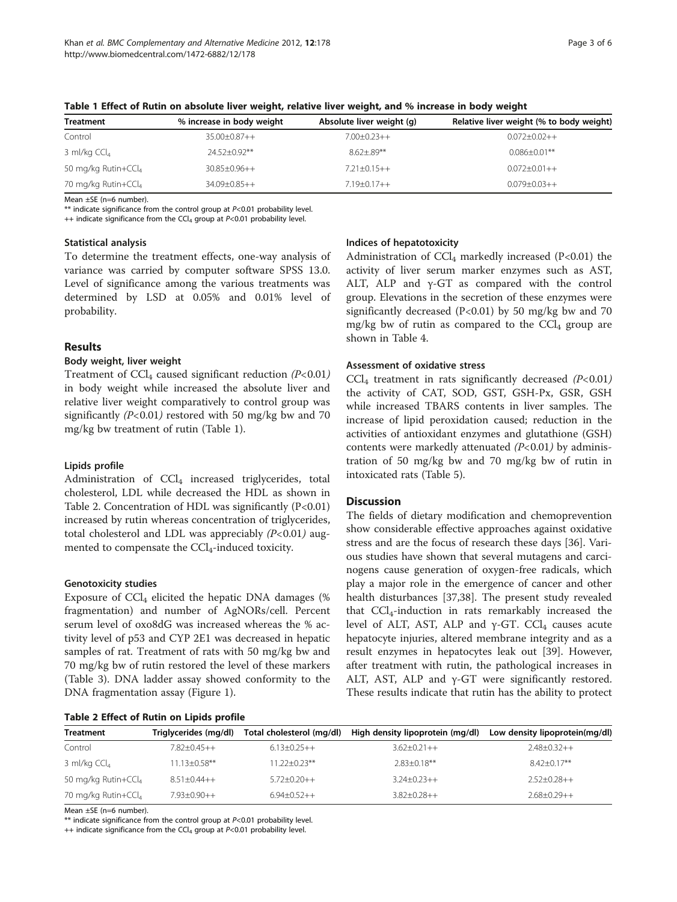**Table 1 Effect of Rutin on absolute liver weight, relative liver weight, and % increase in body weight**

| Treatment | % increase in body weight | Absolute liver weight (g) | Relative liver weight (% to body weight) |
|---|---|---|---|
| Control | 35.00±0.87++ | 7.00±0.23++ | 0.072±0.02++ |
| 3 ml/kg $CCl_4$ | 24.52±0.92** | 8.62±.89** | 0.086±0.01** |
| 50 mg/kg Rutin+$CCl_4$ | 30.85±0.96++ | 7.21±0.15++ | 0.072±0.01++ |
| 70 mg/kg Rutin+$CCl_4$ | 34.09±0.85++ | 7.19±0.17++ | 0.079±0.03++ |

Mean ±SE (n=6 number).
** indicate significance from the control group at $P<0.01$ probability level.
++ indicate significance from the $CCl_4$ group at $P<0.01$ probability level.

### Statistical analysis

To determine the treatment effects, one-way analysis of variance was carried by computer software SPSS 13.0. Level of significance among the various treatments was determined by LSD at 0.05% and 0.01% level of probability.

## Results

### Body weight, liver weight

Treatment of $CCl_4$ caused significant reduction *($P<0.01$)* in body weight while increased the absolute liver and relative liver weight comparatively to control group was significantly *($P<0.01$)* restored with 50 mg/kg bw and 70 mg/kg bw treatment of rutin (Table 1).

### Lipids profile

Administration of $CCl_4$ increased triglycerides, total cholesterol, LDL while decreased the HDL as shown in Table 2. Concentration of HDL was significantly ($P<0.01$) increased by rutin whereas concentration of triglycerides, total cholesterol and LDL was appreciably *($P<0.01$)* augmented to compensate the $CCl_4$-induced toxicity.

### Genotoxicity studies

Exposure of $CCl_4$ elicited the hepatic DNA damages (% fragmentation) and number of AgNORs/cell. Percent serum level of oxo8dG was increased whereas the % activity level of p53 and CYP 2E1 was decreased in hepatic samples of rat. Treatment of rats with 50 mg/kg bw and 70 mg/kg bw of rutin restored the level of these markers (Table 3). DNA ladder assay showed conformity to the DNA fragmentation assay (Figure 1).

### Indices of hepatotoxicity

Administration of $CCl_4$ markedly increased ($P<0.01$) the activity of liver serum marker enzymes such as AST, ALT, ALP and γ-GT as compared with the control group. Elevations in the secretion of these enzymes were significantly decreased ($P<0.01$) by 50 mg/kg bw and 70 mg/kg bw of rutin as compared to the $CCl_4$ group are shown in Table 4.

### Assessment of oxidative stress

$CCl_4$ treatment in rats significantly decreased *($P<0.01$)* the activity of CAT, SOD, GST, GSH-Px, GSR, GSH while increased TBARS contents in liver samples. The increase of lipid peroxidation caused; reduction in the activities of antioxidant enzymes and glutathione (GSH) contents were markedly attenuated *($P<0.01$)* by administration of 50 mg/kg bw and 70 mg/kg bw of rutin in intoxicated rats (Table 5).

## Discussion

The fields of dietary modification and chemoprevention show considerable effective approaches against oxidative stress and are the focus of research these days [36]. Various studies have shown that several mutagens and carcinogens cause generation of oxygen-free radicals, which play a major role in the emergence of cancer and other health disturbances [37,38]. The present study revealed that $CCl_4$-induction in rats remarkably increased the level of ALT, AST, ALP and γ-GT. $CCl_4$ causes acute hepatocyte injuries, altered membrane integrity and as a result enzymes in hepatocytes leak out [39]. However, after treatment with rutin, the pathological increases in ALT, AST, ALP and γ-GT were significantly restored. These results indicate that rutin has the ability to protect

**Table 2 Effect of Rutin on Lipids profile**

| Treatment | Triglycerides (mg/dl) | Total cholesterol (mg/dl) | High density lipoprotein (mg/dl) | Low density lipoprotein(mg/dl) |
|---|---|---|---|---|
| Control | 7.82±0.45++ | 6.13±0.25++ | 3.62±0.21++ | 2.48±0.32++ |
| 3 ml/kg $CCl_4$ | 11.13±0.58** | 11.22±0.23** | 2.83±0.18** | 8.42±0.17** |
| 50 mg/kg Rutin+$CCl_4$ | 8.51±0.44++ | 5.72±0.20++ | 3.24±0.23++ | 2.52±0.28++ |
| 70 mg/kg Rutin+$CCl_4$ | 7.93±0.90++ | 6.94±0.52++ | 3.82±0.28++ | 2.68±0.29++ |

Mean ±SE (n=6 number).
** indicate significance from the control group at $P<0.01$ probability level.
++ indicate significance from the $CCl_4$ group at $P<0.01$ probability level.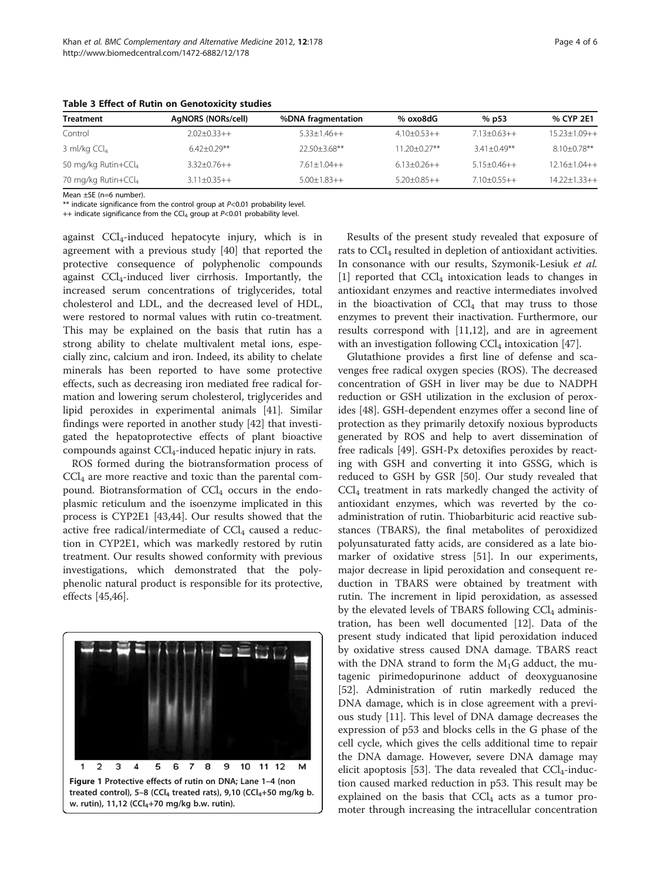**Table 3 Effect of Rutin on Genotoxicity studies**

| Treatment | AgNORS (NORs/cell) | %DNA fragmentation | % oxo8dG | % p53 | % CYP 2E1 |
|---|---|---|---|---|---|
| Control | 2.02±0.33++ | 5.33±1.46++ | 4.10±0.53++ | 7.13±0.63++ | 15.23±1.09++ |
| 3 ml/kg $CCl_4$ | 6.42±0.29** | 22.50±3.68** | 11.20±0.27** | 3.41±0.49** | 8.10±0.78** |
| 50 mg/kg Rutin+$CCl_4$ | 3.32±0.76++ | 7.61±1.04++ | 6.13±0.26++ | 5.15±0.46++ | 12.16±1.04++ |
| 70 mg/kg Rutin+$CCl_4$ | 3.11±0.35++ | 5.00±1.83++ | 5.20±0.85++ | 7.10±0.55++ | 14.22±1.33++ |

Mean ±SE (n=6 number).
** indicate significance from the control group at $P<0.01$ probability level.
++ indicate significance from the $CCl_4$ group at $P<0.01$ probability level.

against $CCl_4$-induced hepatocyte injury, which is in agreement with a previous study [40] that reported the protective consequence of polyphenolic compounds against $CCl_4$-induced liver cirrhosis. Importantly, the increased serum concentrations of triglycerides, total cholesterol and LDL, and the decreased level of HDL, were restored to normal values with rutin co-treatment. This may be explained on the basis that rutin has a strong ability to chelate multivalent metal ions, especially zinc, calcium and iron. Indeed, its ability to chelate minerals has been reported to have some protective effects, such as decreasing iron mediated free radical formation and lowering serum cholesterol, triglycerides and lipid peroxides in experimental animals [41]. Similar findings were reported in another study [42] that investigated the hepatoprotective effects of plant bioactive compounds against $CCl_4$-induced hepatic injury in rats.

ROS formed during the biotransformation process of $CCl_4$ are more reactive and toxic than the parental compound. Biotransformation of $CCl_4$ occurs in the endoplasmic reticulum and the isoenzyme implicated in this process is CYP2E1 [43,44]. Our results showed that the active free radical/intermediate of $CCl_4$ caused a reduction in CYP2E1, which was markedly restored by rutin treatment. Our results showed conformity with previous investigations, which demonstrated that the polyphenolic natural product is responsible for its protective, effects [45,46].

**Figure 1 Protective effects of rutin on DNA; Lane 1–4 (non treated control), 5–8 ($CCl_4$ treated rats), 9,10 ($CCl_4$+50 mg/kg b. w. rutin), 11,12 ($CCl_4$+70 mg/kg b.w. rutin).**

Results of the present study revealed that exposure of rats to $CCl_4$ resulted in depletion of antioxidant activities. In consonance with our results, Szymonik-Lesiuk *et al.* [1] reported that $CCl_4$ intoxication leads to changes in antioxidant enzymes and reactive intermediates involved in the bioactivation of $CCl_4$ that may truss to those enzymes to prevent their inactivation. Furthermore, our results correspond with [11,12], and are in agreement with an investigation following $CCl_4$ intoxication [47].

Glutathione provides a first line of defense and scavenges free radical oxygen species (ROS). The decreased concentration of GSH in liver may be due to NADPH reduction or GSH utilization in the exclusion of peroxides [48]. GSH-dependent enzymes offer a second line of protection as they primarily detoxify noxious byproducts generated by ROS and help to avert dissemination of free radicals [49]. GSH-Px detoxifies peroxides by reacting with GSH and converting it into GSSG, which is reduced to GSH by GSR [50]. Our study revealed that $CCl_4$ treatment in rats markedly changed the activity of antioxidant enzymes, which was reverted by the co-administration of rutin. Thiobarbituric acid reactive substances (TBARS), the final metabolites of peroxidized polyunsaturated fatty acids, are considered as a late biomarker of oxidative stress [51]. In our experiments, major decrease in lipid peroxidation and consequent reduction in TBARS were obtained by treatment with rutin. The increment in lipid peroxidation, as assessed by the elevated levels of TBARS following $CCl_4$ administration, has been well documented [12]. Data of the present study indicated that lipid peroxidation induced by oxidative stress caused DNA damage. TBARS react with the DNA strand to form the $M_1G$ adduct, the mutagenic pirimedopurinone adduct of deoxyguanosine [52]. Administration of rutin markedly reduced the DNA damage, which is in close agreement with a previous study [11]. This level of DNA damage decreases the expression of p53 and blocks cells in the G phase of the cell cycle, which gives the cells additional time to repair the DNA damage. However, severe DNA damage may elicit apoptosis [53]. The data revealed that $CCl_4$-induction caused marked reduction in p53. This result may be explained on the basis that $CCl_4$ acts as a tumor promoter through increasing the intracellular concentration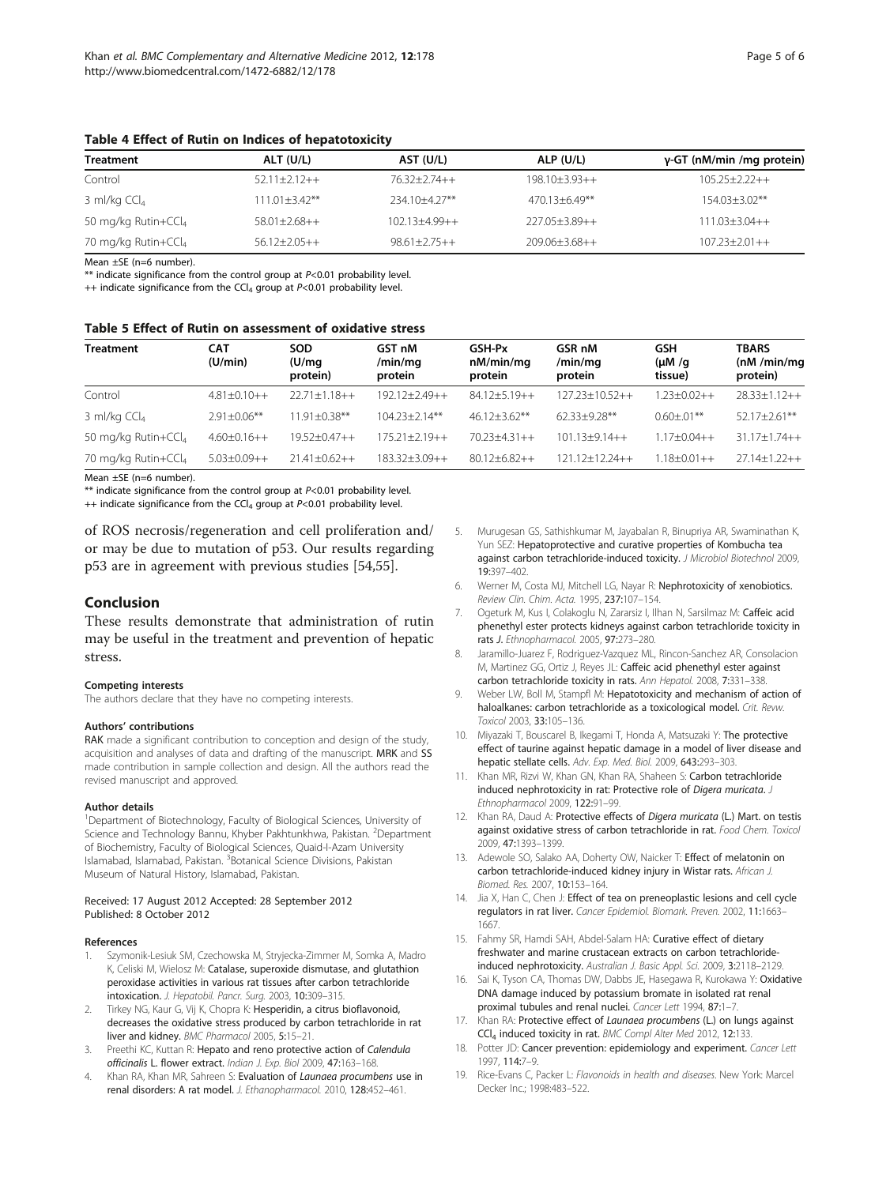**Table 4 Effect of Rutin on Indices of hepatotoxicity**

| Treatment | ALT (U/L) | AST (U/L) | ALP (U/L) | γ-GT (nM/min /mg protein) |
|---|---|---|---|---|
| Control | 52.11±2.12++ | 76.32±2.74++ | 198.10±3.93++ | 105.25±2.22++ |
| 3 ml/kg $CCl_4$ | 111.01±3.42** | 234.10±4.27** | 470.13±6.49** | 154.03±3.02** |
| 50 mg/kg Rutin+$CCl_4$ | 58.01±2.68++ | 102.13±4.99++ | 227.05±3.89++ | 111.03±3.04++ |
| 70 mg/kg Rutin+$CCl_4$ | 56.12±2.05++ | 98.61±2.75++ | 209.06±3.68++ | 107.23±2.01++ |

Mean ±SE (n=6 number).

** indicate significance from the control group at $P<0.01$ probability level.

++ indicate significance from the $CCl_4$ group at $P<0.01$ probability level.

**Table 5 Effect of Rutin on assessment of oxidative stress**

| Treatment | CAT (U/min) | SOD (U/mg protein) | GST nM /min/mg protein | GSH-Px nM/min/mg protein | GSR nM /min/mg protein | GSH (μM /g tissue) | TBARS (nM /min/mg protein) |
|---|---|---|---|---|---|---|---|
| Control | 4.81±0.10++ | 22.71±1.18++ | 192.12±2.49++ | 84.12±5.19++ | 127.23±10.52++ | 1.23±0.02++ | 28.33±1.12++ |
| 3 ml/kg $CCl_4$ | 2.91±0.06** | 11.91±0.38** | 104.23±2.14** | 46.12±3.62** | 62.33±9.28** | 0.60±.01** | 52.17±2.61** |
| 50 mg/kg Rutin+$CCl_4$ | 4.60±0.16++ | 19.52±0.47++ | 175.21±2.19++ | 70.23±4.31++ | 101.13±9.14++ | 1.17±0.04++ | 31.17±1.74++ |
| 70 mg/kg Rutin+$CCl_4$ | 5.03±0.09++ | 21.41±0.62++ | 183.32±3.09++ | 80.12±6.82++ | 121.12±12.24++ | 1.18±0.01++ | 27.14±1.22++ |

Mean ±SE (n=6 number).

** indicate significance from the control group at $P<0.01$ probability level.

++ indicate significance from the $CCl_4$ group at $P<0.01$ probability level.

of ROS necrosis/regeneration and cell proliferation and/ or may be due to mutation of p53. Our results regarding p53 are in agreement with previous studies [54,55].

## Conclusion

These results demonstrate that administration of rutin may be useful in the treatment and prevention of hepatic stress.

#### Competing interests

The authors declare that they have no competing interests.

#### Authors' contributions

RAK made a significant contribution to conception and design of the study, acquisition and analyses of data and drafting of the manuscript. MRK and SS made contribution in sample collection and design. All the authors read the revised manuscript and approved.

#### Author details

[1]Department of Biotechnology, Faculty of Biological Sciences, University of Science and Technology Bannu, Khyber Pakhtunkhwa, Pakistan. [2]Department of Biochemistry, Faculty of Biological Sciences, Quaid-I-Azam University Islamabad, Islamabad, Pakistan. [3]Botanical Science Divisions, Pakistan Museum of Natural History, Islamabad, Pakistan.

Received: 17 August 2012 Accepted: 28 September 2012
Published: 8 October 2012

#### References

1. Szymonik-Lesiuk SM, Czechowska M, Stryjecka-Zimmer M, Somka A, Madro K, Celiski M, Wielosz M: **Catalase, superoxide dismutase, and glutathion peroxidase activities in various rat tissues after carbon tetrachloride intoxication.** *J. Hepatobil. Pancr. Surg.* 2003, **10**:309–315.
2. Tirkey NG, Kaur G, Vij K, Chopra K: **Hesperidin, a citrus bioflavonoid, decreases the oxidative stress produced by carbon tetrachloride in rat liver and kidney.** *BMC Pharmacol* 2005, **5**:15–21.
3. Preethi KC, Kuttan R: **Hepato and reno protective action of *Calendula officinalis* L. flower extract.** *Indian J. Exp. Biol* 2009, **47**:163–168.
4. Khan RA, Khan MR, Sahreen S: **Evaluation of *Launaea procumbens* use in renal disorders: A rat model.** *J. Ethanopharmacol.* 2010, **128**:452–461.
5. Murugesan GS, Sathishkumar M, Jayabalan R, Binupriya AR, Swaminathan K, Yun SEZ: **Hepatoprotective and curative properties of Kombucha tea against carbon tetrachloride-induced toxicity.** *J Microbiol Biotechnol* 2009, **19**:397–402.
6. Werner M, Costa MJ, Mitchell LG, Nayar R: **Nephrotoxicity of xenobiotics.** *Review Clin. Chim. Acta.* 1995, **237**:107–154.
7. Ogeturk M, Kus I, Colakoglu N, Zararsiz I, Ilhan N, Sarsilmaz M: **Caffeic acid phenethyl ester protects kidneys against carbon tetrachloride toxicity in rats** *J. Ethnopharmacol.* 2005, **97**:273–280.
8. Jaramillo-Juarez F, Rodriguez-Vazquez ML, Rincon-Sanchez AR, Consolacion M, Martinez GG, Ortiz J, Reyes JL: **Caffeic acid phenethyl ester against carbon tetrachloride toxicity in rats.** *Ann Hepatol.* 2008, **7**:331–338.
9. Weber LW, Boll M, Stampfl M: **Hepatotoxicity and mechanism of action of haloalkanes: carbon tetrachloride as a toxicological model.** *Crit. Revw. Toxicol* 2003, **33**:105–136.
10. Miyazaki T, Bouscarel B, Ikegami T, Honda A, Matsuzaki Y: **The protective effect of taurine against hepatic damage in a model of liver disease and hepatic stellate cells.** *Adv. Exp. Med. Biol.* 2009, **643**:293–303.
11. Khan MR, Rizvi W, Khan GN, Khan RA, Shaheen S: **Carbon tetrachloride induced nephrotoxicity in rat: Protective role of *Digera muricata*.** *J Ethnopharmacol* 2009, **122**:91–99.
12. Khan RA, Daud A: **Protective effects of *Digera muricata* (L.) Mart. on testis against oxidative stress of carbon tetrachloride in rat.** *Food Chem. Toxicol* 2009, **47**:1393–1399.
13. Adewole SO, Salako AA, Doherty OW, Naicker T: **Effect of melatonin on carbon tetrachloride-induced kidney injury in Wistar rats.** *African J. Biomed. Res.* 2007, **10**:153–164.
14. Jia X, Han C, Chen J: **Effect of tea on preneoplastic lesions and cell cycle regulators in rat liver.** *Cancer Epidemiol. Biomark. Preven.* 2002, **11**:1663–1667.
15. Fahmy SR, Hamdi SAH, Abdel-Salam HA: **Curative effect of dietary freshwater and marine crustacean extracts on carbon tetrachloride-induced nephrotoxicity.** *Australian J. Basic Appl. Sci.* 2009, **3**:2118–2129.
16. Sai K, Tyson CA, Thomas DW, Dabbs JE, Hasegawa R, Kurokawa Y: **Oxidative DNA damage induced by potassium bromate in isolated rat renal proximal tubules and renal nuclei.** *Cancer Lett* 1994, **87**:1–7.
17. Khan RA: **Protective effect of *Launaea procumbens* (L.) on lungs against $CCl_4$ induced toxicity in rat.** *BMC Compl Alter Med* 2012, **12**:133.
18. Potter JD: **Cancer prevention: epidemiology and experiment.** *Cancer Lett* 1997, **114**:7–9.
19. Rice-Evans C, Packer L: *Flavonoids in health and diseases*. New York: Marcel Decker Inc.; 1998:483–522.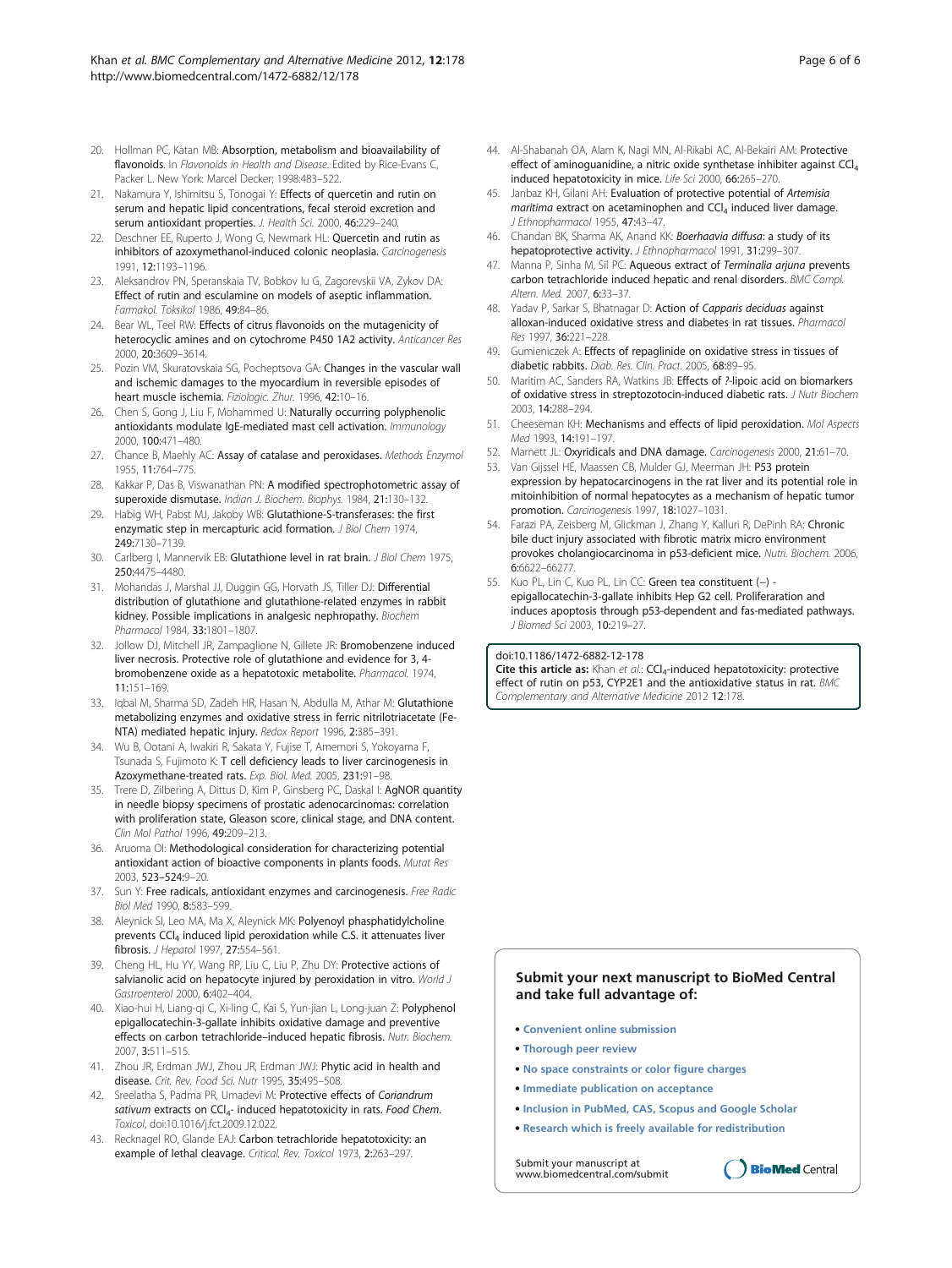20. Hollman PC, Katan MB: **Absorption, metabolism and bioavailability of flavonoids.** In *Flavonoids in Health and Disease.* Edited by Rice-Evans C, Packer L. New York: Marcel Decker; 1998:483–522.
21. Nakamura Y, Ishimitsu S, Tonogai Y: **Effects of quercetin and rutin on serum and hepatic lipid concentrations, fecal steroid excretion and serum antioxidant properties.** *J. Health Sci.* 2000, **46:**229–240.
22. Deschner EE, Ruperto J, Wong G, Newmark HL: **Quercetin and rutin as inhibitors of azoxymethanol-induced colonic neoplasia.** *Carcinogenesis* 1991, **12:**1193–1196.
23. Aleksandrov PN, Speranskaia TV, Bobkov Iu G, Zagorevskii VA, Zykov DA: **Effect of rutin and esculamine on models of aseptic inflammation.** *Farmakol. Toksikol* 1986, **49:**84–86.
24. Bear WL, Teel RW: **Effects of citrus flavonoids on the mutagenicity of heterocyclic amines and on cytochrome P450 1A2 activity.** *Anticancer Res* 2000, **20:**3609–3614.
25. Pozin VM, Skuratovskaia SG, Pocheptsova GA: **Changes in the vascular wall and ischemic damages to the myocardium in reversible episodes of heart muscle ischemia.** *Fiziologic. Zhur.* 1996, **42:**10–16.
26. Chen S, Gong J, Liu F, Mohammed U: **Naturally occurring polyphenolic antioxidants modulate IgE-mediated mast cell activation.** *Immunology* 2000, **100:**471–480.
27. Chance B, Maehly AC: **Assay of catalase and peroxidases.** *Methods Enzymol* 1955, **11:**764–775.
28. Kakkar P, Das B, Viswanathan PN: **A modified spectrophotometric assay of superoxide dismutase.** *Indian J. Biochem. Biophys.* 1984, **21:**130–132.
29. Habig WH, Pabst MJ, Jakoby WB: **Glutathione-S-transferases: the first enzymatic step in mercapturic acid formation.** *J Biol Chem* 1974, **249:**7130–7139.
30. Carlberg I, Mannervik EB: **Glutathione level in rat brain.** *J Biol Chem* 1975, **250:**4475–4480.
31. Mohandas J, Marshal JJ, Duggin GG, Horvath JS, Tiller DJ: **Differential distribution of glutathione and glutathione-related enzymes in rabbit kidney. Possible implications in analgesic nephropathy.** *Biochem Pharmacol* 1984, **33:**1801–1807.
32. Jollow DJ, Mitchell JR, Zampaglione N, Gillete JR: **Bromobenzene induced liver necrosis. Protective role of glutathione and evidence for 3, 4-bromobenzene oxide as a hepatotoxic metabolite.** *Pharmacol.* 1974, **11:**151–169.
33. Iqbal M, Sharma SD, Zadeh HR, Hasan N, Abdulla M, Athar M: **Glutathione metabolizing enzymes and oxidative stress in ferric nitrilotriacetate (Fe-NTA) mediated hepatic injury.** *Redox Report* 1996, **2:**385–391.
34. Wu B, Ootani A, Iwakiri R, Sakata Y, Fujise T, Amemori S, Yokoyama F, Tsunada S, Fujimoto K: **T cell deficiency leads to liver carcinogenesis in Azoxymethane-treated rats.** *Exp. Biol. Med.* 2005, **231:**91–98.
35. Trere D, Zilbering A, Dittus D, Kim P, Ginsberg PC, Daskal I: **AgNOR quantity in needle biopsy specimens of prostatic adenocarcinomas: correlation with proliferation state, Gleason score, clinical stage, and DNA content.** *Clin Mol Pathol* 1996, **49:**209–213.
36. Aruoma OI: **Methodological consideration for characterizing potential antioxidant action of bioactive components in plants foods.** *Mutat Res* 2003, **523–524:**9–20.
37. Sun Y: **Free radicals, antioxidant enzymes and carcinogenesis.** *Free Radic Biol Med* 1990, **8:**583–599.
38. Aleynick SI, Leo MA, Ma X, Aleynick MK: **Polyenoyl phosphatidylcholine prevents $CCl_4$ induced lipid peroxidation while C.S. it attenuates liver fibrosis.** *J Hepatol* 1997, **27:**554–561.
39. Cheng HL, Hu YY, Wang RP, Liu C, Liu P, Zhu DY: **Protective actions of salvianolic acid on hepatocyte injured by peroxidation in vitro.** *World J Gastroenterol* 2000, **6:**402–404.
40. Xiao-hui H, Liang-qi C, Xi-ling C, Kai S, Yun-jian L, Long-juan Z: **Polyphenol epigallocatechin-3-gallate inhibits oxidative damage and preventive effects on carbon tetrachloride–induced hepatic fibrosis.** *Nutr. Biochem.* 2007, **3:**511–515.
41. Zhou JR, Erdman JWJ, Zhou JR, Erdman JWJ: **Phytic acid in health and disease.** *Crit. Rev. Food Sci. Nutr* 1995, **35:**495–508.
42. Sreelatha S, Padma PR, Umadevi M: **Protective effects of *Coriandrum sativum* extracts on $CCl_4$- induced hepatotoxicity in rats.** *Food Chem. Toxicol*, doi:10.1016/j.fct.2009.12.022.
43. Recknagel RO, Glande EAJ: **Carbon tetrachloride hepatotoxicity: an example of lethal cleavage.** *Critical. Rev. Toxicol* 1973, **2:**263–297.
44. Al-Shabanah OA, Alam K, Nagi MN, Al-Rikabi AC, Al-Bekairi AM: **Protective effect of aminoguanidine, a nitric oxide synthetase inhibiter against $CCl_4$ induced hepatotoxicity in mice.** *Life Sci* 2000, **66:**265–270.
45. Janbaz KH, Gilani AH: **Evaluation of protective potential of *Artemisia maritima* extract on acetaminophen and $CCl_4$ induced liver damage.** *J Ethnopharmacol* 1955, **47:**43–47.
46. Chandan BK, Sharma AK, Anand KK: ***Boerhaavia diffusa*: a study of its hepatoprotective activity.** *J Ethnopharmacol* 1991, **31:**299–307.
47. Manna P, Sinha M, Sil PC: **Aqueous extract of *Terminalia arjuna* prevents carbon tetrachloride induced hepatic and renal disorders.** *BMC Compl. Altern. Med.* 2007, **6:**33–37.
48. Yadav P, Sarkar S, Bhatnagar D: **Action of *Capparis deciduas* against alloxan-induced oxidative stress and diabetes in rat tissues.** *Pharmacol Res* 1997, **36:**221–228.
49. Gumieniczek A: **Effects of repaglinide on oxidative stress in tissues of diabetic rabbits.** *Diab. Res. Clin. Pract.* 2005, **68:**89–95.
50. Maritim AC, Sanders RA, Watkins JB: **Effects of ?-lipoic acid on biomarkers of oxidative stress in streptozotocin-induced diabetic rats.** *J Nutr Biochem* 2003, **14:**288–294.
51. Cheeseman KH: **Mechanisms and effects of lipid peroxidation.** *Mol Aspects Med* 1993, **14:**191–197.
52. Marnett JL: **Oxyridicals and DNA damage.** *Carcinogenesis* 2000, **21:**61–70.
53. Van Gijssel HE, Maassen CB, Mulder GJ, Meerman JH: **P53 protein expression by hepatocarcinogens in the rat liver and its potential role in mitoinhibition of normal hepatocytes as a mechanism of hepatic tumor promotion.** *Carcinogenesis* 1997, **18:**1027–1031.
54. Farazi PA, Zeisberg M, Glickman J, Zhang Y, Kalluri R, DePinh RA: **Chronic bile duct injury associated with fibrotic matrix micro environment provokes cholangiocarcinoma in p53-deficient mice.** *Nutri. Biochem.* 2006, **6:**6622–66277.
55. Kuo PL, Lin C, Kuo PL, Lin CC: **Green tea constituent (–) - epigallocatechin-3-gallate inhibits Hep G2 cell. Proliferaration and induces apoptosis through p53-dependent and fas-mediated pathways.** *J Biomed Sci* 2003, **10:**219–27.

doi:10.1186/1472-6882-12-178
**Cite this article as:** Khan *et al.*: $CCl_4$-induced hepatotoxicity: protective effect of rutin on p53, CYP2E1 and the antioxidative status in rat. *BMC Complementary and Alternative Medicine* 2012 **12**:178.

**Submit your next manuscript to BioMed Central and take full advantage of:**

- **Convenient online submission**
- **Thorough peer review**
- **No space constraints or color figure charges**
- **Immediate publication on acceptance**
- **Inclusion in PubMed, CAS, Scopus and Google Scholar**
- **Research which is freely available for redistribution**

Submit your manuscript at
www.biomedcentral.com/submit